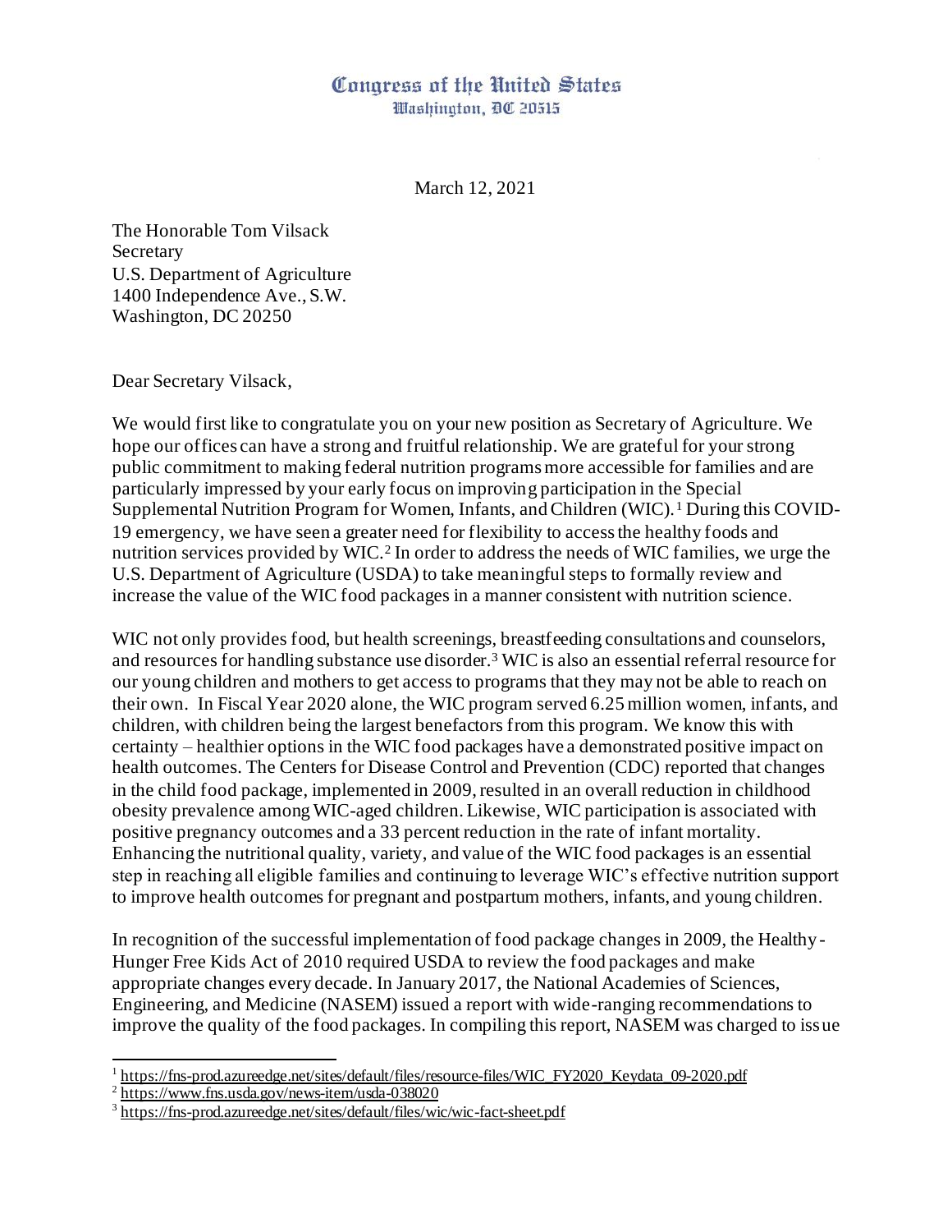Congress of the United States
Washington, DC 20515

March 12, 2021

The Honorable Tom Vilsack
Secretary
U.S. Department of Agriculture
1400 Independence Ave., S.W.
Washington, DC 20250

Dear Secretary Vilsack,

We would first like to congratulate you on your new position as Secretary of Agriculture. We hope our offices can have a strong and fruitful relationship. We are grateful for your strong public commitment to making federal nutrition programs more accessible for families and are particularly impressed by your early focus on improving participation in the Special Supplemental Nutrition Program for Women, Infants, and Children (WIC).[1] During this COVID-19 emergency, we have seen a greater need for flexibility to access the healthy foods and nutrition services provided by WIC.[2] In order to address the needs of WIC families, we urge the U.S. Department of Agriculture (USDA) to take meaningful steps to formally review and increase the value of the WIC food packages in a manner consistent with nutrition science.

WIC not only provides food, but health screenings, breastfeeding consultations and counselors, and resources for handling substance use disorder.[3] WIC is also an essential referral resource for our young children and mothers to get access to programs that they may not be able to reach on their own. In Fiscal Year 2020 alone, the WIC program served 6.25 million women, infants, and children, with children being the largest benefactors from this program. We know this with certainty – healthier options in the WIC food packages have a demonstrated positive impact on health outcomes. The Centers for Disease Control and Prevention (CDC) reported that changes in the child food package, implemented in 2009, resulted in an overall reduction in childhood obesity prevalence among WIC-aged children. Likewise, WIC participation is associated with positive pregnancy outcomes and a 33 percent reduction in the rate of infant mortality. Enhancing the nutritional quality, variety, and value of the WIC food packages is an essential step in reaching all eligible families and continuing to leverage WIC's effective nutrition support to improve health outcomes for pregnant and postpartum mothers, infants, and young children.

In recognition of the successful implementation of food package changes in 2009, the Healthy-Hunger Free Kids Act of 2010 required USDA to review the food packages and make appropriate changes every decade. In January 2017, the National Academies of Sciences, Engineering, and Medicine (NASEM) issued a report with wide-ranging recommendations to improve the quality of the food packages. In compiling this report, NASEM was charged to issue

---

[1] https://fns-prod.azureedge.net/sites/default/files/resource-files/WIC_FY2020_Keydata_09-2020.pdf

[2] https://www.fns.usda.gov/news-item/usda-038020

[3] https://fns-prod.azureedge.net/sites/default/files/wic/wic-fact-sheet.pdf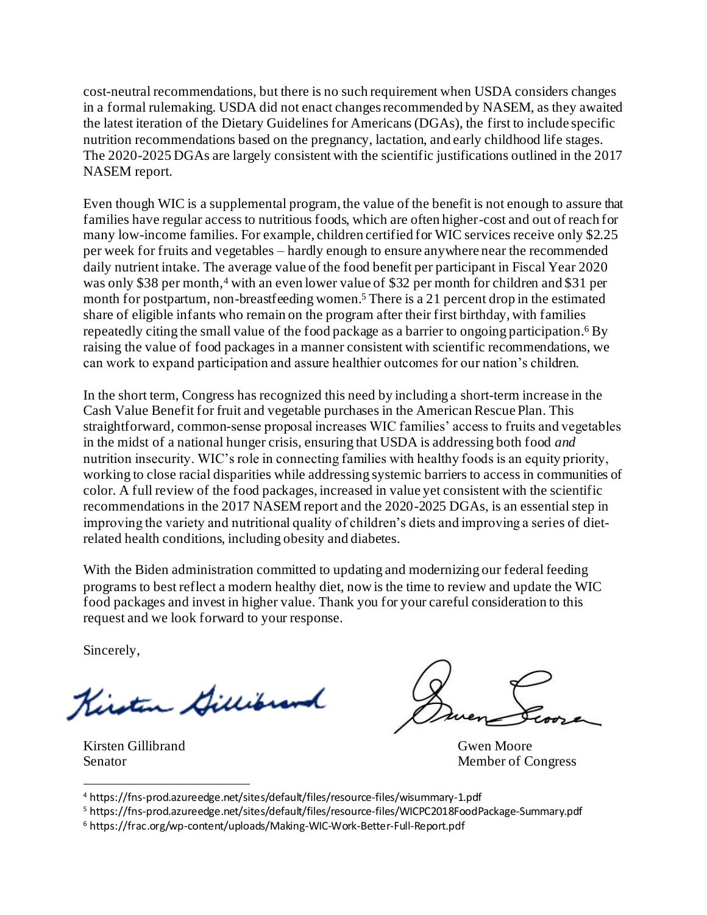cost-neutral recommendations, but there is no such requirement when USDA considers changes in a formal rulemaking. USDA did not enact changes recommended by NASEM, as they awaited the latest iteration of the Dietary Guidelines for Americans (DGAs), the first to include specific nutrition recommendations based on the pregnancy, lactation, and early childhood life stages. The 2020-2025 DGAs are largely consistent with the scientific justifications outlined in the 2017 NASEM report.

Even though WIC is a supplemental program, the value of the benefit is not enough to assure that families have regular access to nutritious foods, which are often higher-cost and out of reach for many low-income families. For example, children certified for WIC services receive only $2.25 per week for fruits and vegetables – hardly enough to ensure anywhere near the recommended daily nutrient intake. The average value of the food benefit per participant in Fiscal Year 2020 was only $38 per month,[4] with an even lower value of $32 per month for children and $31 per month for postpartum, non-breastfeeding women.[5] There is a 21 percent drop in the estimated share of eligible infants who remain on the program after their first birthday, with families repeatedly citing the small value of the food package as a barrier to ongoing participation.[6] By raising the value of food packages in a manner consistent with scientific recommendations, we can work to expand participation and assure healthier outcomes for our nation's children.

In the short term, Congress has recognized this need by including a short-term increase in the Cash Value Benefit for fruit and vegetable purchases in the American Rescue Plan. This straightforward, common-sense proposal increases WIC families' access to fruits and vegetables in the midst of a national hunger crisis, ensuring that USDA is addressing both food *and* nutrition insecurity. WIC's role in connecting families with healthy foods is an equity priority, working to close racial disparities while addressing systemic barriers to access in communities of color. A full review of the food packages, increased in value yet consistent with the scientific recommendations in the 2017 NASEM report and the 2020-2025 DGAs, is an essential step in improving the variety and nutritional quality of children's diets and improving a series of diet-related health conditions, including obesity and diabetes.

With the Biden administration committed to updating and modernizing our federal feeding programs to best reflect a modern healthy diet, now is the time to review and update the WIC food packages and invest in higher value. Thank you for your careful consideration to this request and we look forward to your response.

Sincerely,

Kirsten Gillibrand
Senator

Gwen Moore
Member of Congress

[4] https://fns-prod.azureedge.net/sites/default/files/resource-files/wisummary-1.pdf

[5] https://fns-prod.azureedge.net/sites/default/files/resource-files/WICPC2018FoodPackage-Summary.pdf

[6] https://frac.org/wp-content/uploads/Making-WIC-Work-Better-Full-Report.pdf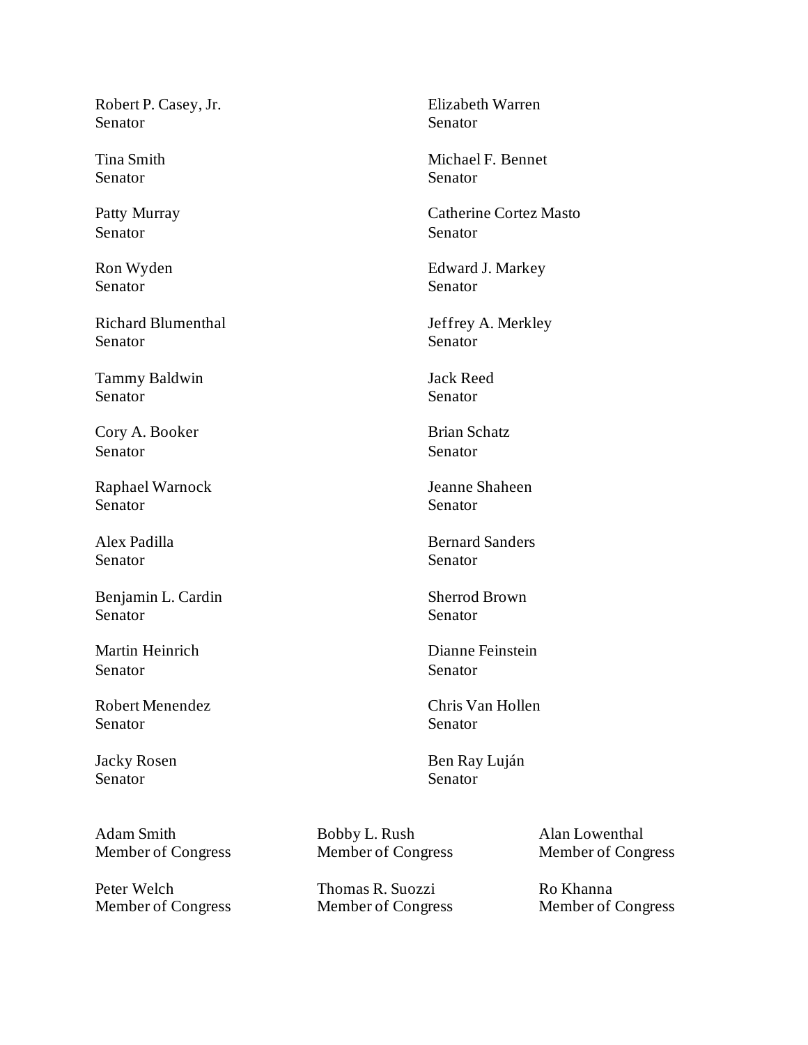Robert P. Casey, Jr.
Senator

Elizabeth Warren
Senator

Tina Smith
Senator

Michael F. Bennet
Senator

Patty Murray
Senator

Catherine Cortez Masto
Senator

Ron Wyden
Senator

Edward J. Markey
Senator

Richard Blumenthal
Senator

Jeffrey A. Merkley
Senator

Tammy Baldwin
Senator

Jack Reed
Senator

Cory A. Booker
Senator

Brian Schatz
Senator

Raphael Warnock
Senator

Jeanne Shaheen
Senator

Alex Padilla
Senator

Bernard Sanders
Senator

Benjamin L. Cardin
Senator

Sherrod Brown
Senator

Martin Heinrich
Senator

Dianne Feinstein
Senator

Robert Menendez
Senator

Chris Van Hollen
Senator

Jacky Rosen
Senator

Ben Ray Luján
Senator

Adam Smith
Member of Congress

Bobby L. Rush
Member of Congress

Alan Lowenthal
Member of Congress

Peter Welch
Member of Congress

Thomas R. Suozzi
Member of Congress

Ro Khanna
Member of Congress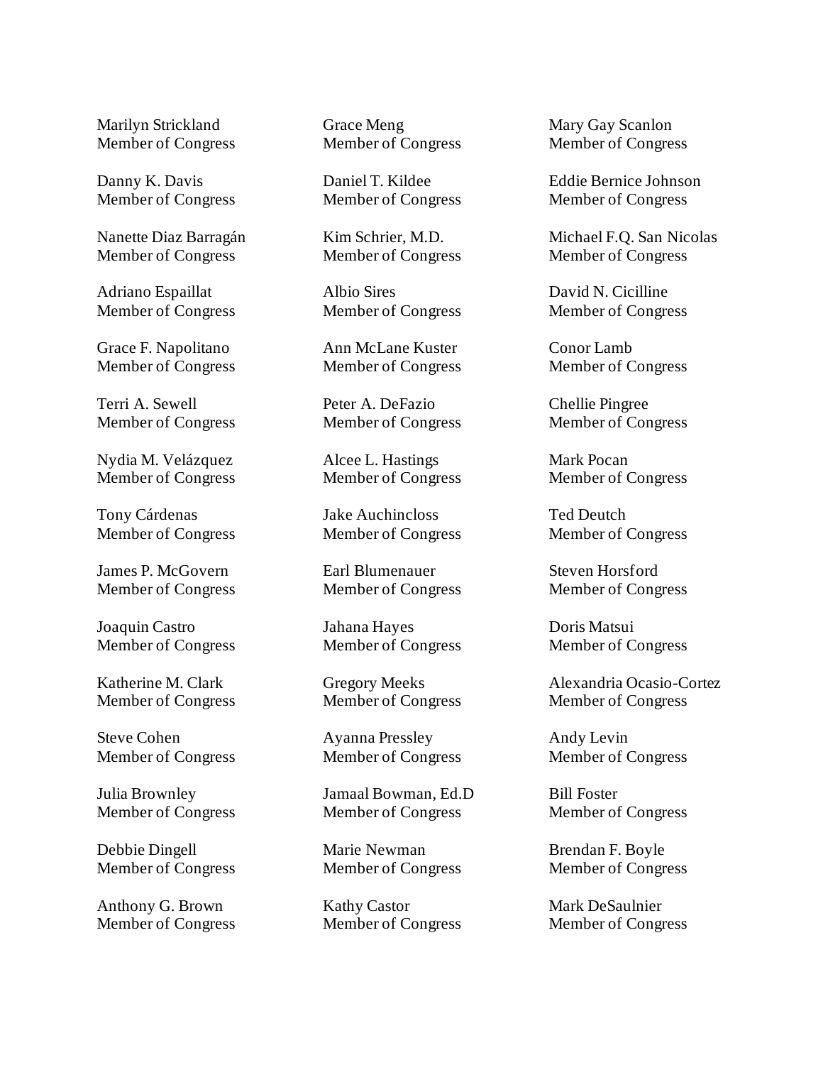Marilyn Strickland
Member of Congress

Danny K. Davis
Member of Congress

Nanette Diaz Barragán
Member of Congress

Adriano Espaillat
Member of Congress

Grace F. Napolitano
Member of Congress

Terri A. Sewell
Member of Congress

Nydia M. Velázquez
Member of Congress

Tony Cárdenas
Member of Congress

James P. McGovern
Member of Congress

Joaquin Castro
Member of Congress

Katherine M. Clark
Member of Congress

Steve Cohen
Member of Congress

Julia Brownley
Member of Congress

Debbie Dingell
Member of Congress

Anthony G. Brown
Member of Congress

Grace Meng
Member of Congress

Daniel T. Kildee
Member of Congress

Kim Schrier, M.D.
Member of Congress

Albio Sires
Member of Congress

Ann McLane Kuster
Member of Congress

Peter A. DeFazio
Member of Congress

Alcee L. Hastings
Member of Congress

Jake Auchincloss
Member of Congress

Earl Blumenauer
Member of Congress

Jahana Hayes
Member of Congress

Gregory Meeks
Member of Congress

Ayanna Pressley
Member of Congress

Jamaal Bowman, Ed.D
Member of Congress

Marie Newman
Member of Congress

Kathy Castor
Member of Congress

Mary Gay Scanlon
Member of Congress

Eddie Bernice Johnson
Member of Congress

Michael F.Q. San Nicolas
Member of Congress

David N. Cicilline
Member of Congress

Conor Lamb
Member of Congress

Chellie Pingree
Member of Congress

Mark Pocan
Member of Congress

Ted Deutch
Member of Congress

Steven Horsford
Member of Congress

Doris Matsui
Member of Congress

Alexandria Ocasio-Cortez
Member of Congress

Andy Levin
Member of Congress

Bill Foster
Member of Congress

Brendan F. Boyle
Member of Congress

Mark DeSaulnier
Member of Congress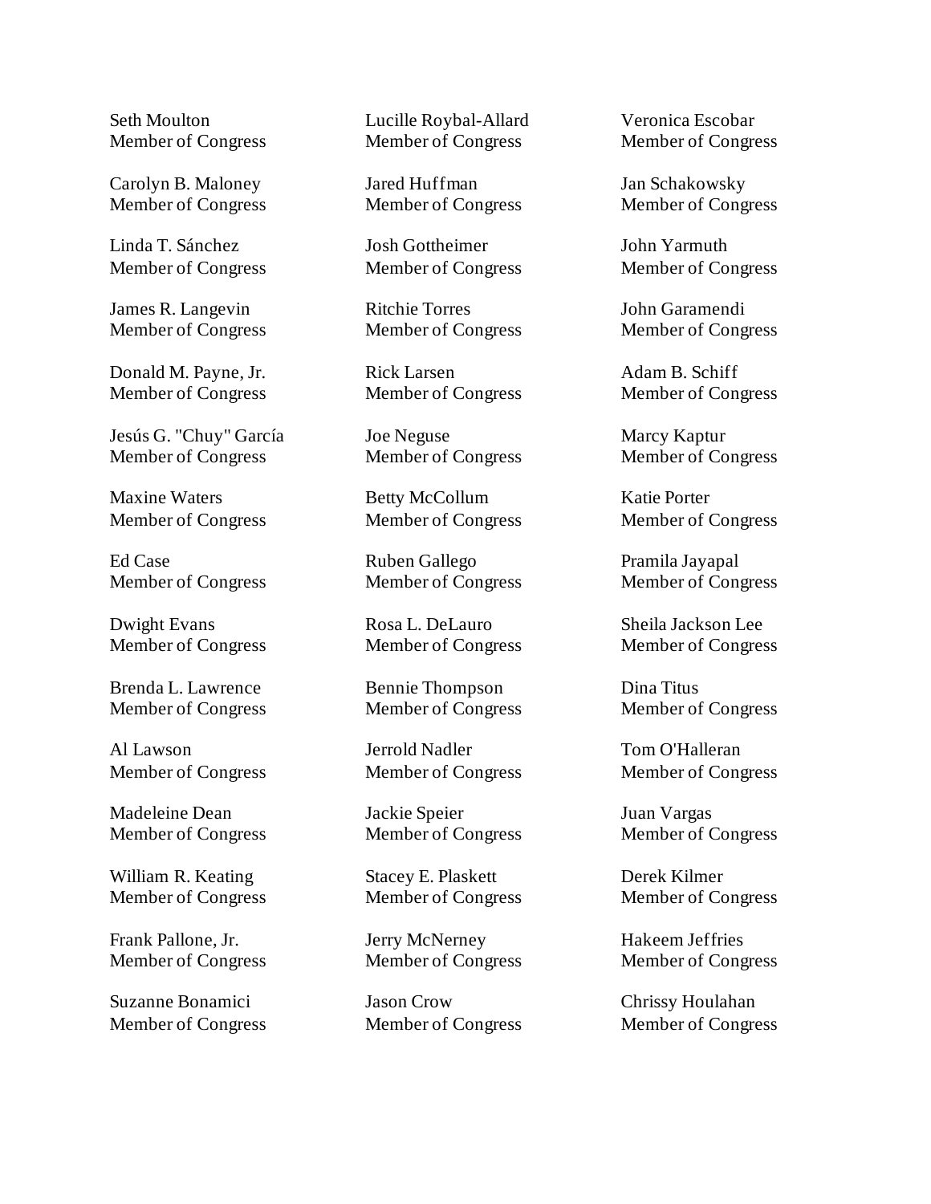Seth Moulton
Member of Congress

Carolyn B. Maloney
Member of Congress

Linda T. Sánchez
Member of Congress

James R. Langevin
Member of Congress

Donald M. Payne, Jr.
Member of Congress

Jesús G. "Chuy" García
Member of Congress

Maxine Waters
Member of Congress

Ed Case
Member of Congress

Dwight Evans
Member of Congress

Brenda L. Lawrence
Member of Congress

Al Lawson
Member of Congress

Madeleine Dean
Member of Congress

William R. Keating
Member of Congress

Frank Pallone, Jr.
Member of Congress

Suzanne Bonamici
Member of Congress

Lucille Roybal-Allard
Member of Congress

Jared Huffman
Member of Congress

Josh Gottheimer
Member of Congress

Ritchie Torres
Member of Congress

Rick Larsen
Member of Congress

Joe Neguse
Member of Congress

Betty McCollum
Member of Congress

Ruben Gallego
Member of Congress

Rosa L. DeLauro
Member of Congress

Bennie Thompson
Member of Congress

Jerrold Nadler
Member of Congress

Jackie Speier
Member of Congress

Stacey E. Plaskett
Member of Congress

Jerry McNerney
Member of Congress

Jason Crow
Member of Congress

Veronica Escobar
Member of Congress

Jan Schakowsky
Member of Congress

John Yarmuth
Member of Congress

John Garamendi
Member of Congress

Adam B. Schiff
Member of Congress

Marcy Kaptur
Member of Congress

Katie Porter
Member of Congress

Pramila Jayapal
Member of Congress

Sheila Jackson Lee
Member of Congress

Dina Titus
Member of Congress

Tom O'Halleran
Member of Congress

Juan Vargas
Member of Congress

Derek Kilmer
Member of Congress

Hakeem Jeffries
Member of Congress

Chrissy Houlahan
Member of Congress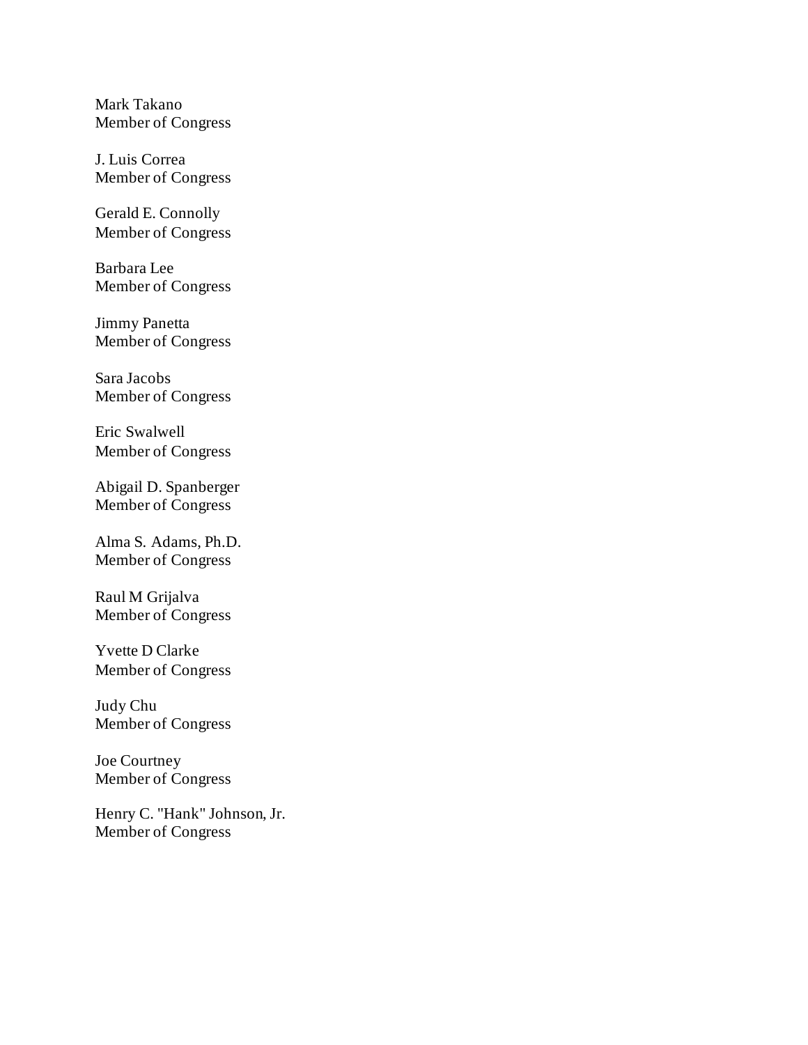Mark Takano
Member of Congress

J. Luis Correa
Member of Congress

Gerald E. Connolly
Member of Congress

Barbara Lee
Member of Congress

Jimmy Panetta
Member of Congress

Sara Jacobs
Member of Congress

Eric Swalwell
Member of Congress

Abigail D. Spanberger
Member of Congress

Alma S. Adams, Ph.D.
Member of Congress

Raul M Grijalva
Member of Congress

Yvette D Clarke
Member of Congress

Judy Chu
Member of Congress

Joe Courtney
Member of Congress

Henry C. "Hank" Johnson, Jr.
Member of Congress